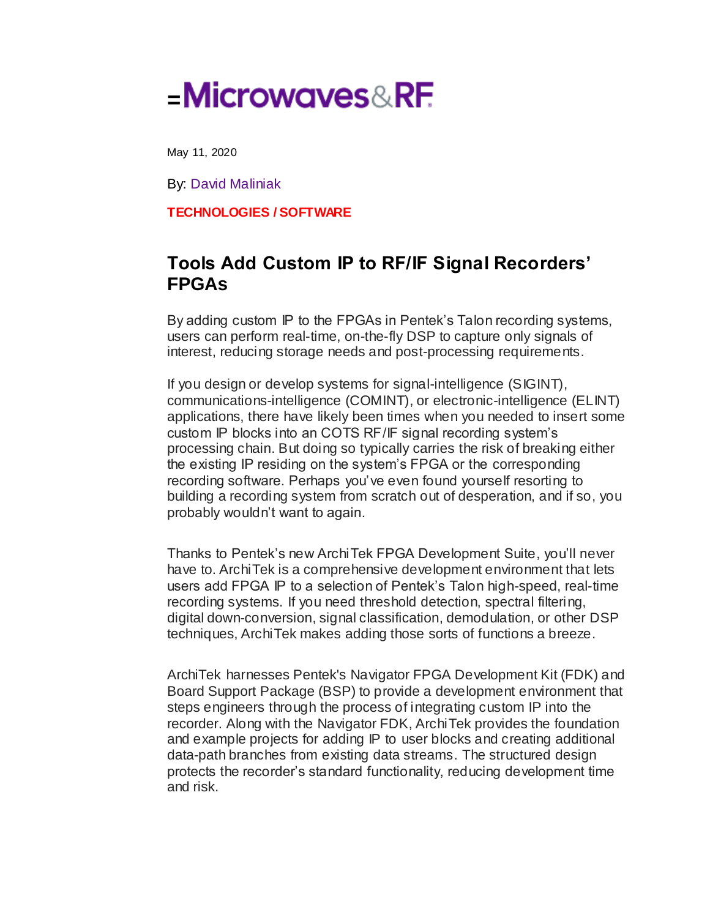# Microwaves&RF

May 11, 2020

By: David Maliniak

**TECHNOLOGIES / SOFTWARE**

## Tools Add Custom IP to RF/IF Signal Recorders' FPGAs

By adding custom IP to the FPGAs in Pentek's Talon recording systems, users can perform real-time, on-the-fly DSP to capture only signals of interest, reducing storage needs and post-processing requirements.

If you design or develop systems for signal-intelligence (SIGINT), communications-intelligence (COMINT), or electronic-intelligence (ELINT) applications, there have likely been times when you needed to insert some custom IP blocks into an COTS RF/IF signal recording system's processing chain. But doing so typically carries the risk of breaking either the existing IP residing on the system's FPGA or the corresponding recording software. Perhaps you've even found yourself resorting to building a recording system from scratch out of desperation, and if so, you probably wouldn't want to again.

Thanks to Pentek's new ArchiTek FPGA Development Suite, you'll never have to. ArchiTek is a comprehensive development environment that lets users add FPGA IP to a selection of Pentek's Talon high-speed, real-time recording systems. If you need threshold detection, spectral filtering, digital down-conversion, signal classification, demodulation, or other DSP techniques, ArchiTek makes adding those sorts of functions a breeze.

ArchiTek harnesses Pentek's Navigator FPGA Development Kit (FDK) and Board Support Package (BSP) to provide a development environment that steps engineers through the process of integrating custom IP into the recorder. Along with the Navigator FDK, ArchiTek provides the foundation and example projects for adding IP to user blocks and creating additional data-path branches from existing data streams. The structured design protects the recorder's standard functionality, reducing development time and risk.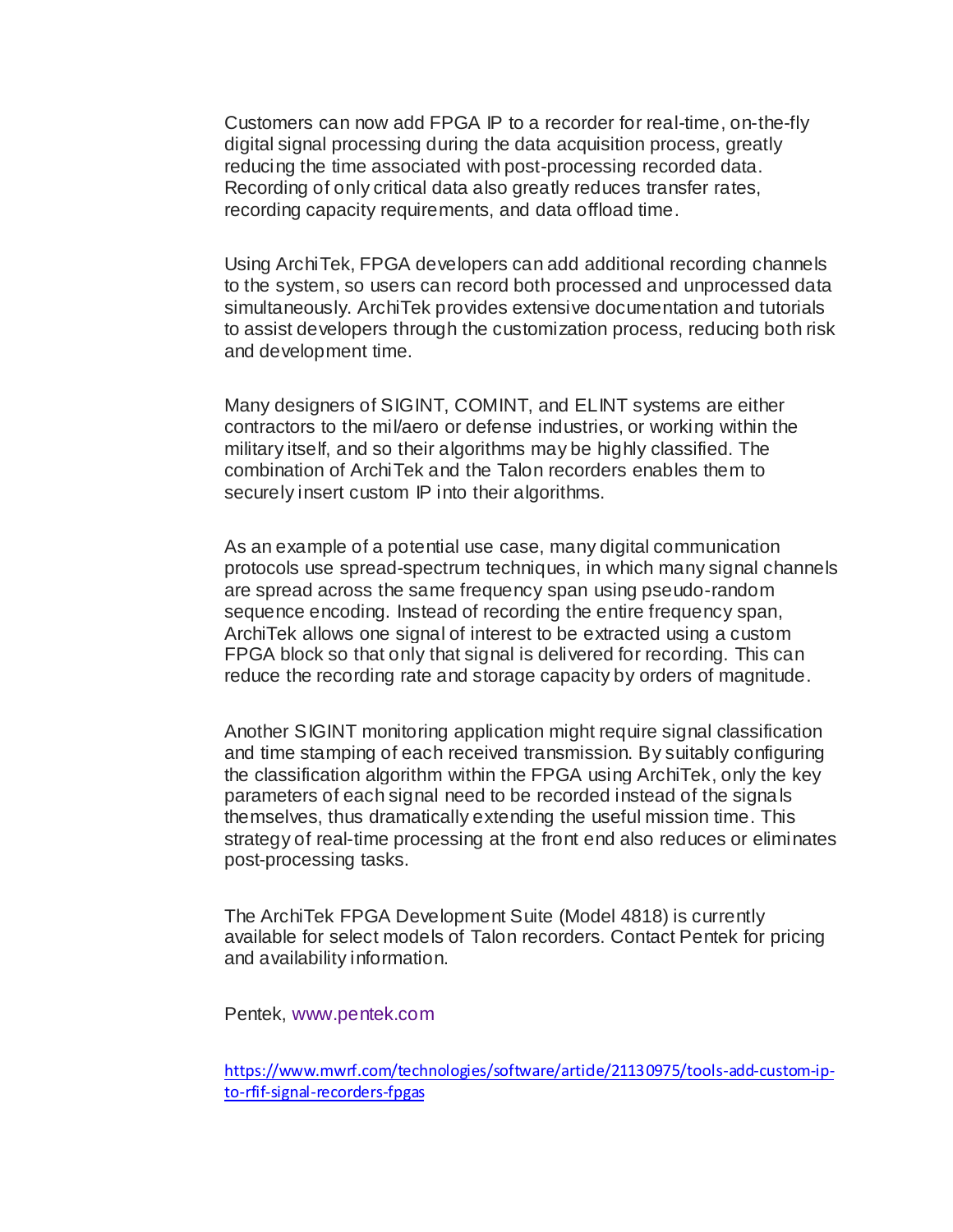Customers can now add FPGA IP to a recorder for real-time, on-the-fly digital signal processing during the data acquisition process, greatly reducing the time associated with post-processing recorded data. Recording of only critical data also greatly reduces transfer rates, recording capacity requirements, and data offload time.

Using ArchiTek, FPGA developers can add additional recording channels to the system, so users can record both processed and unprocessed data simultaneously. ArchiTek provides extensive documentation and tutorials to assist developers through the customization process, reducing both risk and development time.

Many designers of SIGINT, COMINT, and ELINT systems are either contractors to the mil/aero or defense industries, or working within the military itself, and so their algorithms may be highly classified. The combination of ArchiTek and the Talon recorders enables them to securely insert custom IP into their algorithms.

As an example of a potential use case, many digital communication protocols use spread-spectrum techniques, in which many signal channels are spread across the same frequency span using pseudo-random sequence encoding. Instead of recording the entire frequency span, ArchiTek allows one signal of interest to be extracted using a custom FPGA block so that only that signal is delivered for recording. This can reduce the recording rate and storage capacity by orders of magnitude.

Another SIGINT monitoring application might require signal classification and time stamping of each received transmission. By suitably configuring the classification algorithm within the FPGA using ArchiTek, only the key parameters of each signal need to be recorded instead of the signals themselves, thus dramatically extending the useful mission time. This strategy of real-time processing at the front end also reduces or eliminates post-processing tasks.

The ArchiTek FPGA Development Suite (Model 4818) is currently available for select models of Talon recorders. Contact Pentek for pricing and availability information.

Pentek, www.pentek.com

https://www.mwrf.com/technologies/software/article/21130975/tools-add-custom-ip-to-rfif-signal-recorders-fpgas